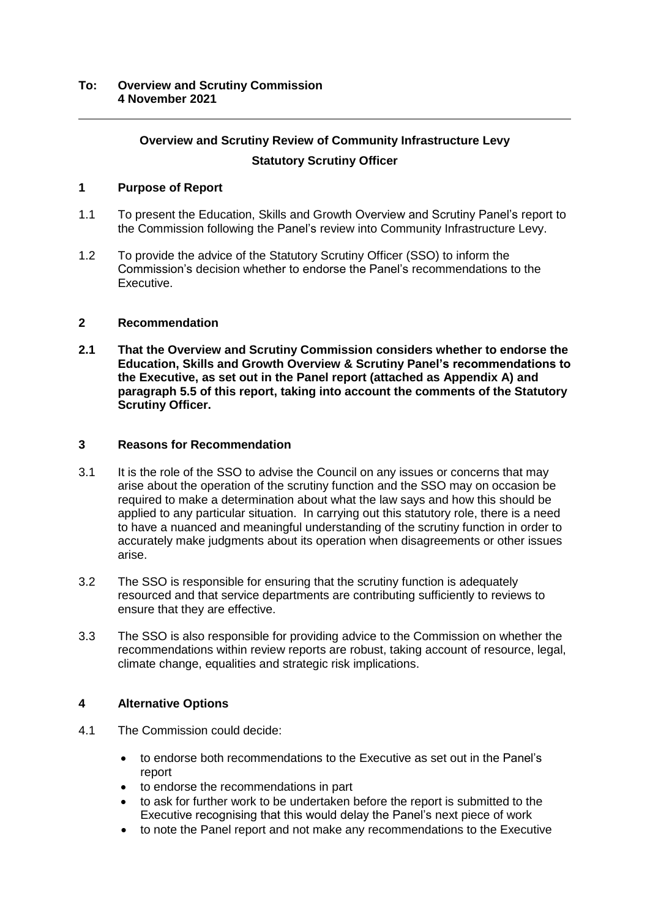**To: Overview and Scrutiny Commission**
**4 November 2021**

---

## Overview and Scrutiny Review of Community Infrastructure Levy

### Statutory Scrutiny Officer

## 1 Purpose of Report

1.1 To present the Education, Skills and Growth Overview and Scrutiny Panel's report to the Commission following the Panel's review into Community Infrastructure Levy.

1.2 To provide the advice of the Statutory Scrutiny Officer (SSO) to inform the Commission's decision whether to endorse the Panel's recommendations to the Executive.

## 2 Recommendation

**2.1 That the Overview and Scrutiny Commission considers whether to endorse the Education, Skills and Growth Overview & Scrutiny Panel's recommendations to the Executive, as set out in the Panel report (attached as Appendix A) and paragraph 5.5 of this report, taking into account the comments of the Statutory Scrutiny Officer.**

## 3 Reasons for Recommendation

3.1 It is the role of the SSO to advise the Council on any issues or concerns that may arise about the operation of the scrutiny function and the SSO may on occasion be required to make a determination about what the law says and how this should be applied to any particular situation. In carrying out this statutory role, there is a need to have a nuanced and meaningful understanding of the scrutiny function in order to accurately make judgments about its operation when disagreements or other issues arise.

3.2 The SSO is responsible for ensuring that the scrutiny function is adequately resourced and that service departments are contributing sufficiently to reviews to ensure that they are effective.

3.3 The SSO is also responsible for providing advice to the Commission on whether the recommendations within review reports are robust, taking account of resource, legal, climate change, equalities and strategic risk implications.

## 4 Alternative Options

4.1 The Commission could decide:

- to endorse both recommendations to the Executive as set out in the Panel's report
- to endorse the recommendations in part
- to ask for further work to be undertaken before the report is submitted to the Executive recognising that this would delay the Panel's next piece of work
- to note the Panel report and not make any recommendations to the Executive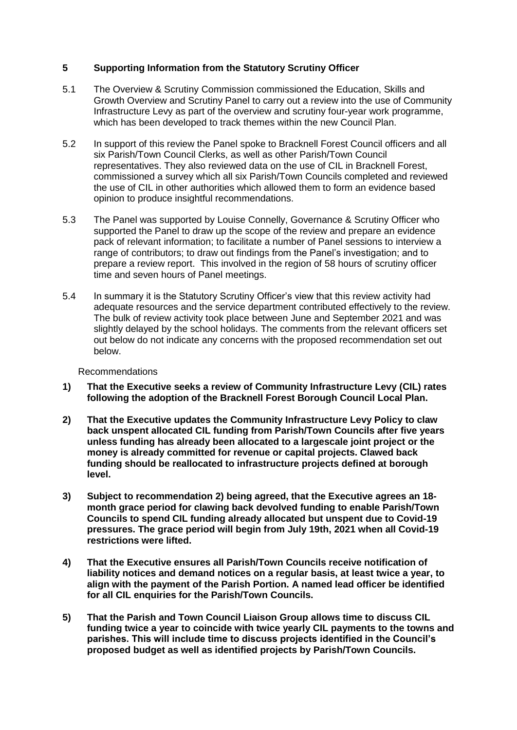## 5 Supporting Information from the Statutory Scrutiny Officer

5.1 The Overview & Scrutiny Commission commissioned the Education, Skills and Growth Overview and Scrutiny Panel to carry out a review into the use of Community Infrastructure Levy as part of the overview and scrutiny four-year work programme, which has been developed to track themes within the new Council Plan.

5.2 In support of this review the Panel spoke to Bracknell Forest Council officers and all six Parish/Town Council Clerks, as well as other Parish/Town Council representatives. They also reviewed data on the use of CIL in Bracknell Forest, commissioned a survey which all six Parish/Town Councils completed and reviewed the use of CIL in other authorities which allowed them to form an evidence based opinion to produce insightful recommendations.

5.3 The Panel was supported by Louise Connelly, Governance & Scrutiny Officer who supported the Panel to draw up the scope of the review and prepare an evidence pack of relevant information; to facilitate a number of Panel sessions to interview a range of contributors; to draw out findings from the Panel's investigation; and to prepare a review report. This involved in the region of 58 hours of scrutiny officer time and seven hours of Panel meetings.

5.4 In summary it is the Statutory Scrutiny Officer's view that this review activity had adequate resources and the service department contributed effectively to the review. The bulk of review activity took place between June and September 2021 and was slightly delayed by the school holidays. The comments from the relevant officers set out below do not indicate any concerns with the proposed recommendation set out below.

Recommendations

**1) That the Executive seeks a review of Community Infrastructure Levy (CIL) rates following the adoption of the Bracknell Forest Borough Council Local Plan.**

**2) That the Executive updates the Community Infrastructure Levy Policy to claw back unspent allocated CIL funding from Parish/Town Councils after five years unless funding has already been allocated to a largescale joint project or the money is already committed for revenue or capital projects. Clawed back funding should be reallocated to infrastructure projects defined at borough level.**

**3) Subject to recommendation 2) being agreed, that the Executive agrees an 18-month grace period for clawing back devolved funding to enable Parish/Town Councils to spend CIL funding already allocated but unspent due to Covid-19 pressures. The grace period will begin from July 19th, 2021 when all Covid-19 restrictions were lifted.**

**4) That the Executive ensures all Parish/Town Councils receive notification of liability notices and demand notices on a regular basis, at least twice a year, to align with the payment of the Parish Portion. A named lead officer be identified for all CIL enquiries for the Parish/Town Councils.**

**5) That the Parish and Town Council Liaison Group allows time to discuss CIL funding twice a year to coincide with twice yearly CIL payments to the towns and parishes. This will include time to discuss projects identified in the Council's proposed budget as well as identified projects by Parish/Town Councils.**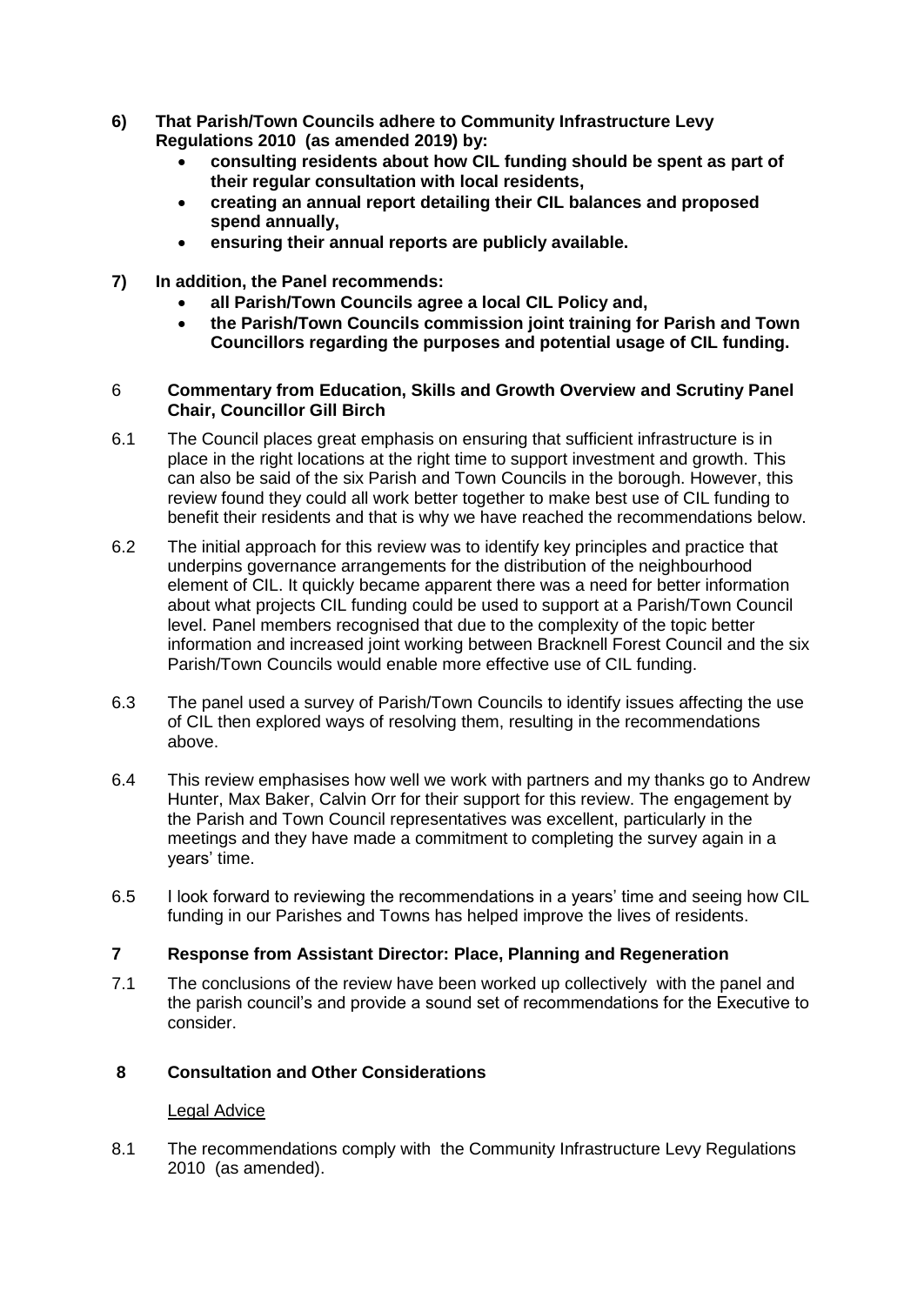**6) That Parish/Town Councils adhere to Community Infrastructure Levy Regulations 2010 (as amended 2019) by:**

- **consulting residents about how CIL funding should be spent as part of their regular consultation with local residents,**
- **creating an annual report detailing their CIL balances and proposed spend annually,**
- **ensuring their annual reports are publicly available.**

**7) In addition, the Panel recommends:**

- **all Parish/Town Councils agree a local CIL Policy and,**
- **the Parish/Town Councils commission joint training for Parish and Town Councillors regarding the purposes and potential usage of CIL funding.**

## 6 Commentary from Education, Skills and Growth Overview and Scrutiny Panel Chair, Councillor Gill Birch

6.1 The Council places great emphasis on ensuring that sufficient infrastructure is in place in the right locations at the right time to support investment and growth. This can also be said of the six Parish and Town Councils in the borough. However, this review found they could all work better together to make best use of CIL funding to benefit their residents and that is why we have reached the recommendations below.

6.2 The initial approach for this review was to identify key principles and practice that underpins governance arrangements for the distribution of the neighbourhood element of CIL. It quickly became apparent there was a need for better information about what projects CIL funding could be used to support at a Parish/Town Council level. Panel members recognised that due to the complexity of the topic better information and increased joint working between Bracknell Forest Council and the six Parish/Town Councils would enable more effective use of CIL funding.

6.3 The panel used a survey of Parish/Town Councils to identify issues affecting the use of CIL then explored ways of resolving them, resulting in the recommendations above.

6.4 This review emphasises how well we work with partners and my thanks go to Andrew Hunter, Max Baker, Calvin Orr for their support for this review. The engagement by the Parish and Town Council representatives was excellent, particularly in the meetings and they have made a commitment to completing the survey again in a years' time.

6.5 I look forward to reviewing the recommendations in a years' time and seeing how CIL funding in our Parishes and Towns has helped improve the lives of residents.

## 7 Response from Assistant Director: Place, Planning and Regeneration

7.1 The conclusions of the review have been worked up collectively with the panel and the parish council's and provide a sound set of recommendations for the Executive to consider.

## 8 Consultation and Other Considerations

Legal Advice

8.1 The recommendations comply with the Community Infrastructure Levy Regulations 2010 (as amended).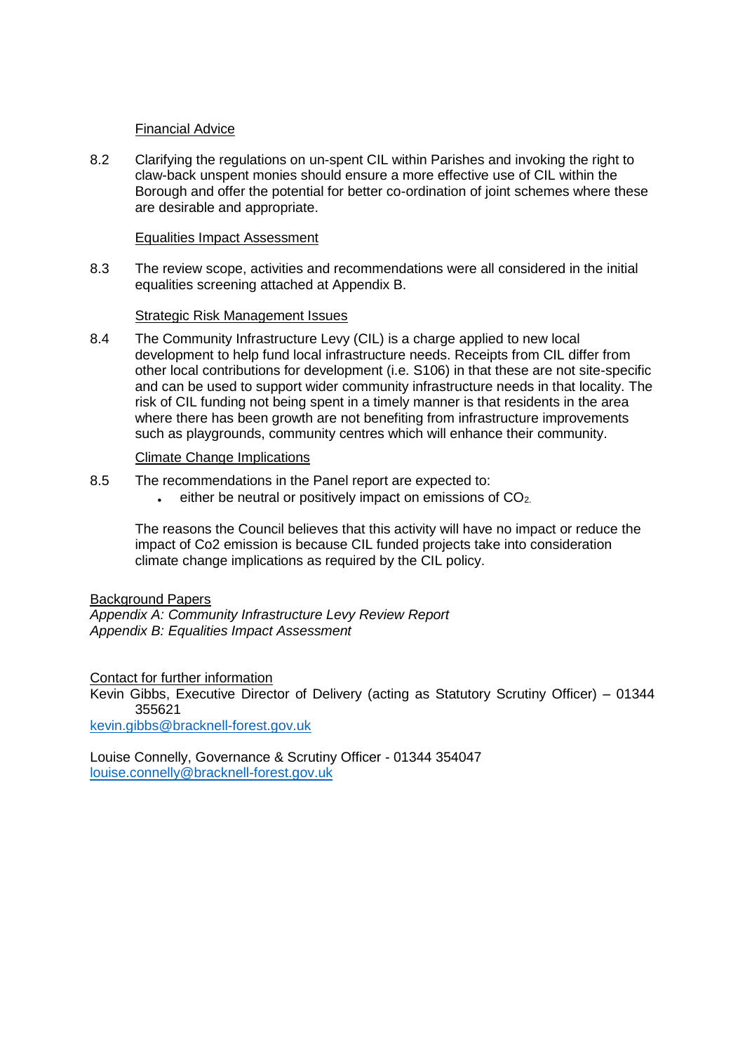Financial Advice

8.2 Clarifying the regulations on un-spent CIL within Parishes and invoking the right to claw-back unspent monies should ensure a more effective use of CIL within the Borough and offer the potential for better co-ordination of joint schemes where these are desirable and appropriate.

Equalities Impact Assessment

8.3 The review scope, activities and recommendations were all considered in the initial equalities screening attached at Appendix B.

Strategic Risk Management Issues

8.4 The Community Infrastructure Levy (CIL) is a charge applied to new local development to help fund local infrastructure needs. Receipts from CIL differ from other local contributions for development (i.e. S106) in that these are not site-specific and can be used to support wider community infrastructure needs in that locality. The risk of CIL funding not being spent in a timely manner is that residents in the area where there has been growth are not benefiting from infrastructure improvements such as playgrounds, community centres which will enhance their community.

Climate Change Implications

8.5 The recommendations in the Panel report are expected to:

- either be neutral or positively impact on emissions of $CO_2$.

The reasons the Council believes that this activity will have no impact or reduce the impact of Co2 emission is because CIL funded projects take into consideration climate change implications as required by the CIL policy.

Background Papers
*Appendix A: Community Infrastructure Levy Review Report*
*Appendix B: Equalities Impact Assessment*

Contact for further information
Kevin Gibbs, Executive Director of Delivery (acting as Statutory Scrutiny Officer) – 01344 355621
kevin.gibbs@bracknell-forest.gov.uk

Louise Connelly, Governance & Scrutiny Officer - 01344 354047
louise.connelly@bracknell-forest.gov.uk